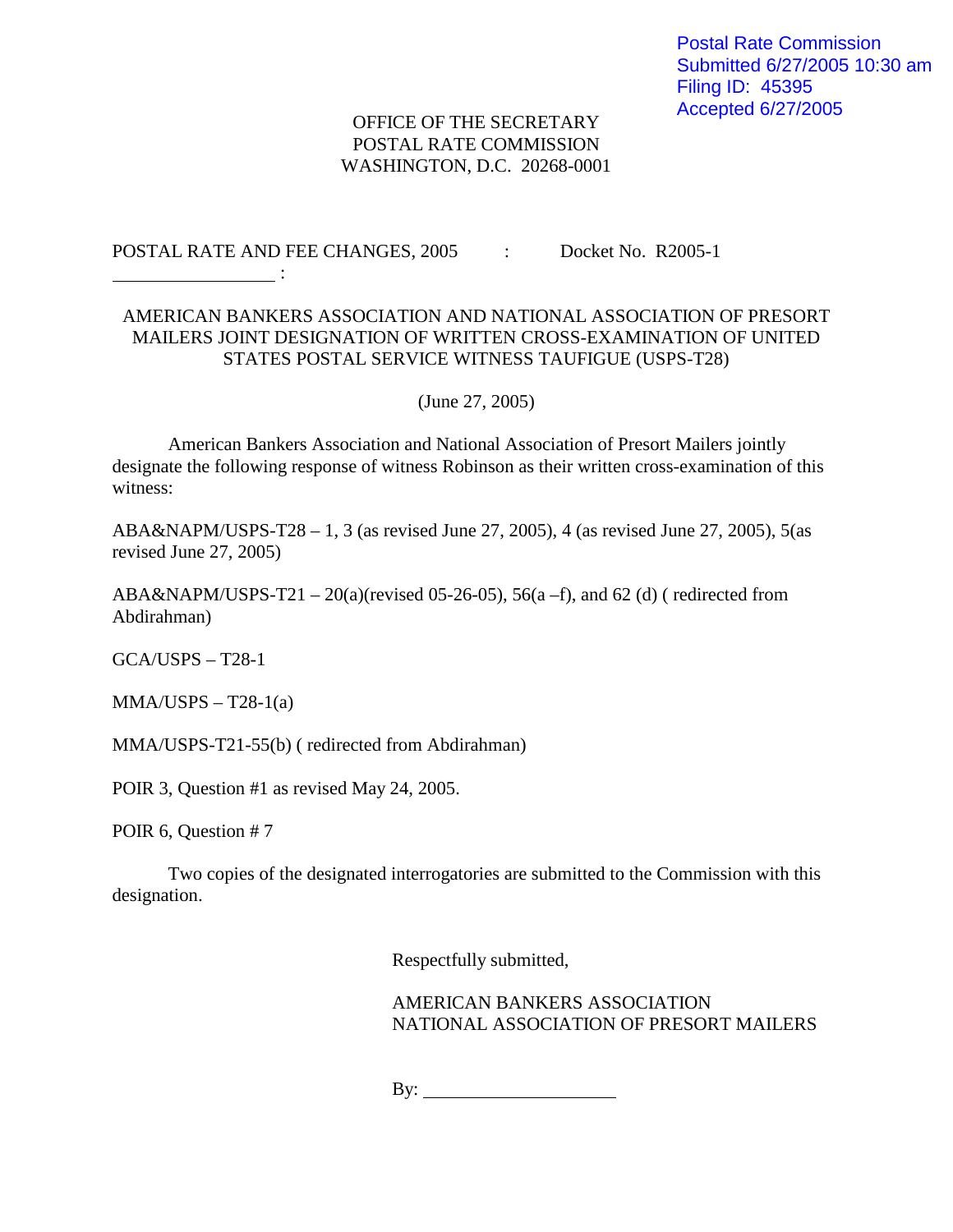Postal Rate Commission
Submitted 6/27/2005 10:30 am
Filing ID: 45395
Accepted 6/27/2005

OFFICE OF THE SECRETARY
POSTAL RATE COMMISSION
WASHINGTON, D.C. 20268-0001

POSTAL RATE AND FEE CHANGES, 2005 : Docket No. R2005-1
_________________ :

AMERICAN BANKERS ASSOCIATION AND NATIONAL ASSOCIATION OF PRESORT MAILERS JOINT DESIGNATION OF WRITTEN CROSS-EXAMINATION OF UNITED STATES POSTAL SERVICE WITNESS TAUFIGUE (USPS-T28)

(June 27, 2005)

American Bankers Association and National Association of Presort Mailers jointly designate the following response of witness Robinson as their written cross-examination of this witness:

ABA&NAPM/USPS-T28 – 1, 3 (as revised June 27, 2005), 4 (as revised June 27, 2005), 5(as revised June 27, 2005)

ABA&NAPM/USPS-T21 – 20(a)(revised 05-26-05), 56(a –f), and 62 (d) ( redirected from Abdirahman)

GCA/USPS – T28-1

MMA/USPS – T28-1(a)

MMA/USPS-T21-55(b) ( redirected from Abdirahman)

POIR 3, Question #1 as revised May 24, 2005.

POIR 6, Question # 7

Two copies of the designated interrogatories are submitted to the Commission with this designation.

Respectfully submitted,

AMERICAN BANKERS ASSOCIATION
NATIONAL ASSOCIATION OF PRESORT MAILERS

By: ____________________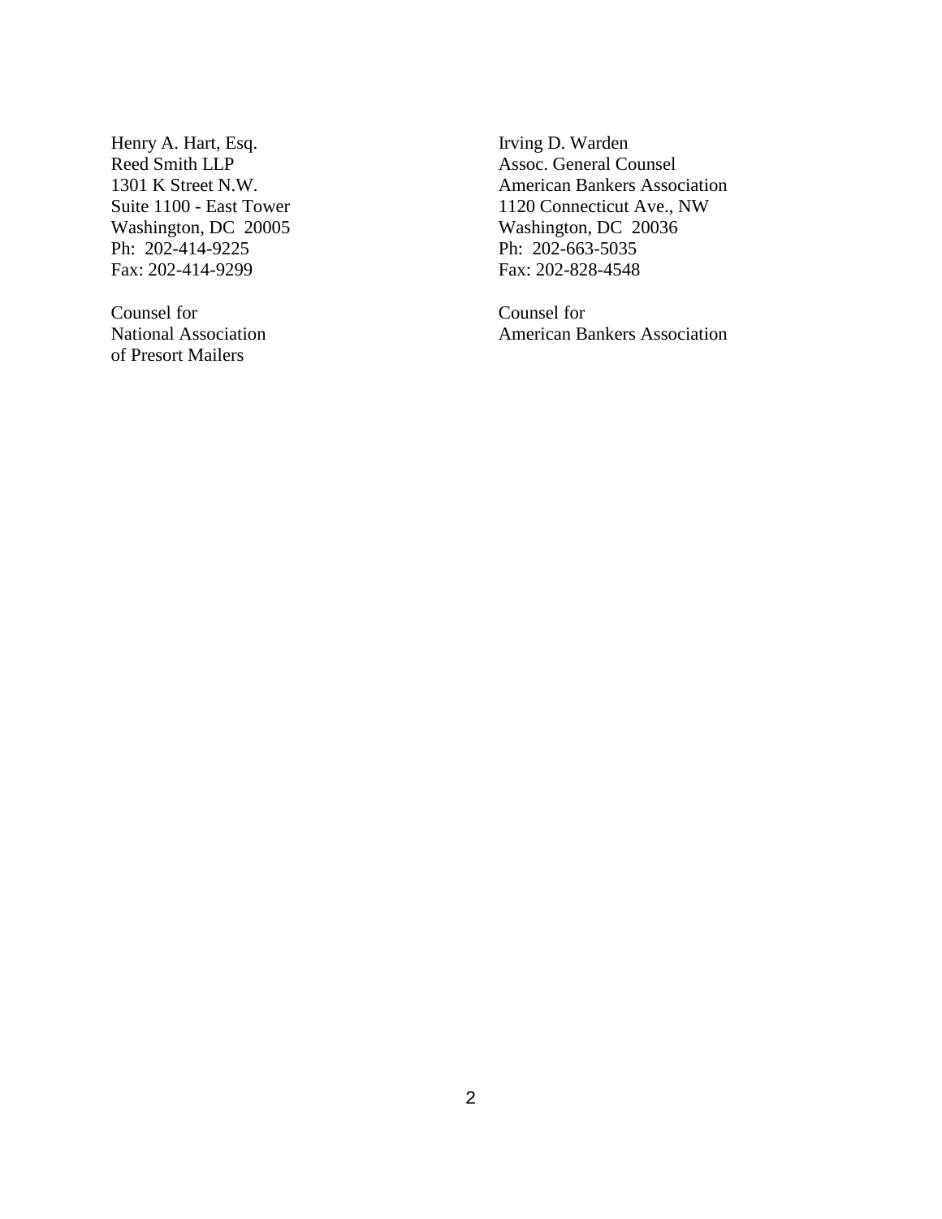Henry A. Hart, Esq.
Reed Smith LLP
1301 K Street N.W.
Suite 1100 - East Tower
Washington, DC 20005
Ph: 202-414-9225
Fax: 202-414-9299

Counsel for
National Association
of Presort Mailers

Irving D. Warden
Assoc. General Counsel
American Bankers Association
1120 Connecticut Ave., NW
Washington, DC 20036
Ph: 202-663-5035
Fax: 202-828-4548

Counsel for
American Bankers Association